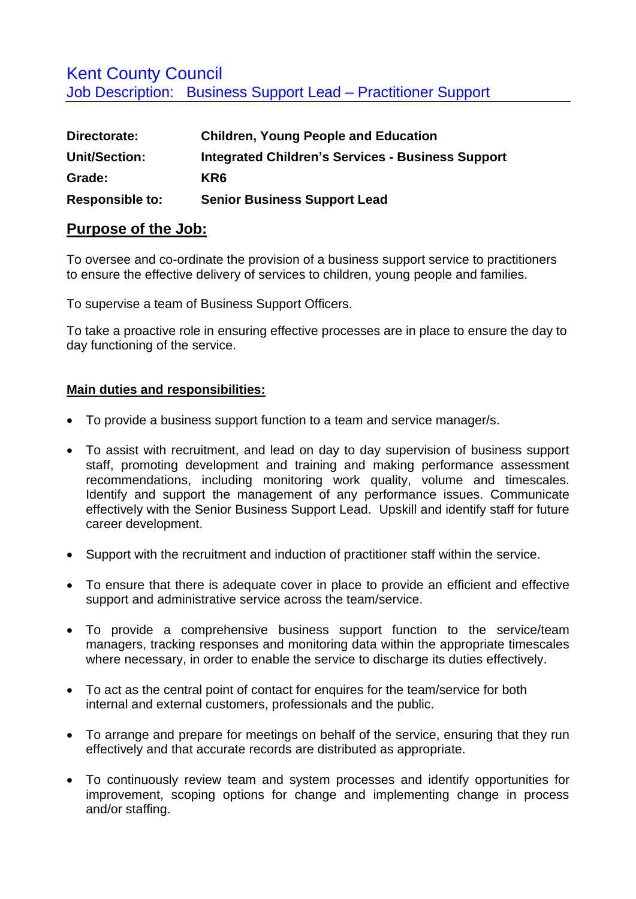# Kent County Council

## Job Description: Business Support Lead – Practitioner Support

| | |
|---|---|
| **Directorate:** | **Children, Young People and Education** |
| **Unit/Section:** | **Integrated Children's Services - Business Support** |
| **Grade:** | **KR6** |
| **Responsible to:** | **Senior Business Support Lead** |

## Purpose of the Job:

To oversee and co-ordinate the provision of a business support service to practitioners to ensure the effective delivery of services to children, young people and families.

To supervise a team of Business Support Officers.

To take a proactive role in ensuring effective processes are in place to ensure the day to day functioning of the service.

### Main duties and responsibilities:

- To provide a business support function to a team and service manager/s.

- To assist with recruitment, and lead on day to day supervision of business support staff, promoting development and training and making performance assessment recommendations, including monitoring work quality, volume and timescales. Identify and support the management of any performance issues. Communicate effectively with the Senior Business Support Lead. Upskill and identify staff for future career development.

- Support with the recruitment and induction of practitioner staff within the service.

- To ensure that there is adequate cover in place to provide an efficient and effective support and administrative service across the team/service.

- To provide a comprehensive business support function to the service/team managers, tracking responses and monitoring data within the appropriate timescales where necessary, in order to enable the service to discharge its duties effectively.

- To act as the central point of contact for enquires for the team/service for both internal and external customers, professionals and the public.

- To arrange and prepare for meetings on behalf of the service, ensuring that they run effectively and that accurate records are distributed as appropriate.

- To continuously review team and system processes and identify opportunities for improvement, scoping options for change and implementing change in process and/or staffing.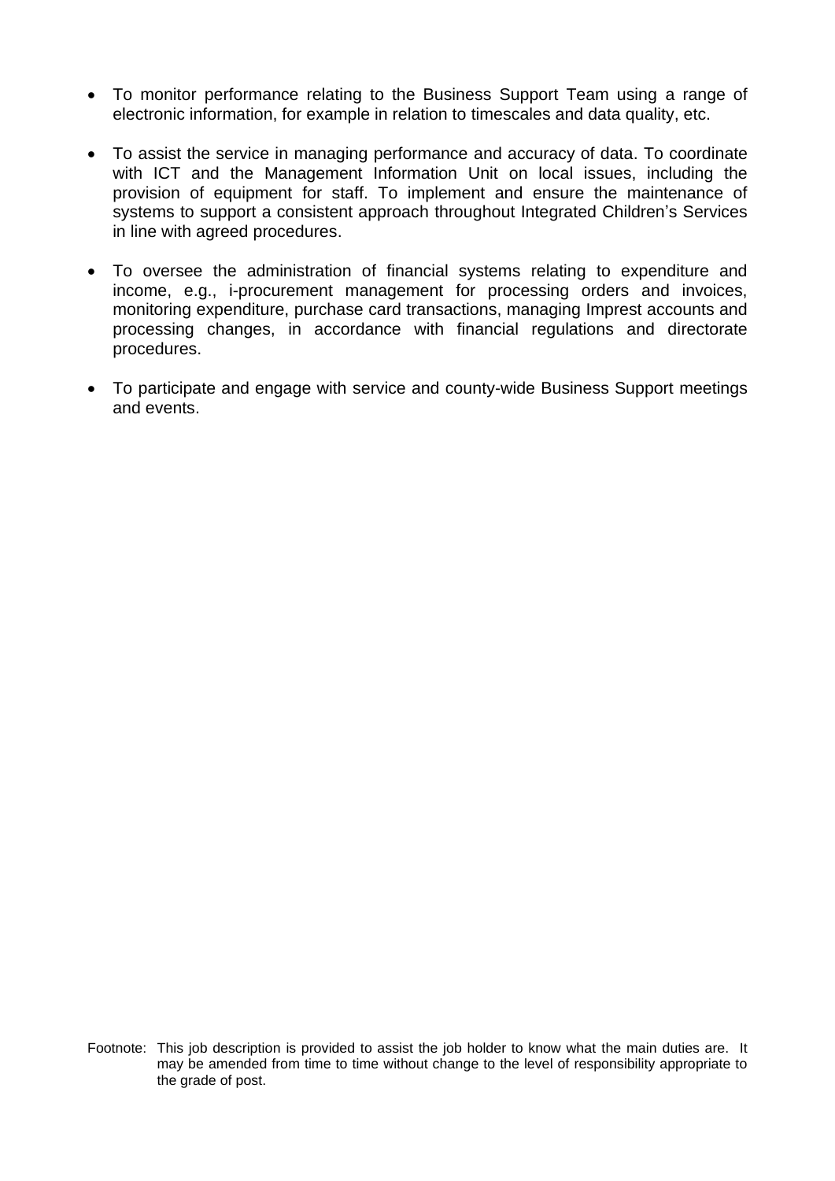- To monitor performance relating to the Business Support Team using a range of electronic information, for example in relation to timescales and data quality, etc.

- To assist the service in managing performance and accuracy of data. To coordinate with ICT and the Management Information Unit on local issues, including the provision of equipment for staff. To implement and ensure the maintenance of systems to support a consistent approach throughout Integrated Children's Services in line with agreed procedures.

- To oversee the administration of financial systems relating to expenditure and income, e.g., i-procurement management for processing orders and invoices, monitoring expenditure, purchase card transactions, managing Imprest accounts and processing changes, in accordance with financial regulations and directorate procedures.

- To participate and engage with service and county-wide Business Support meetings and events.

Footnote: This job description is provided to assist the job holder to know what the main duties are. It may be amended from time to time without change to the level of responsibility appropriate to the grade of post.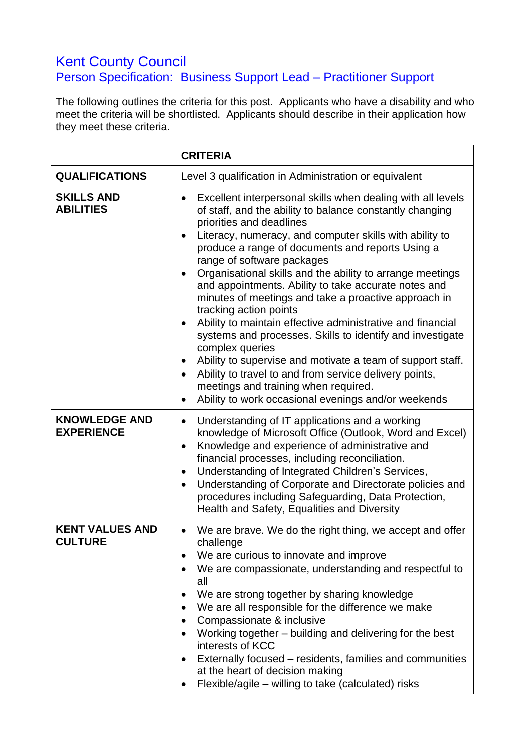# Kent County Council

## Person Specification: Business Support Lead – Practitioner Support

The following outlines the criteria for this post. Applicants who have a disability and who meet the criteria will be shortlisted. Applicants should describe in their application how they meet these criteria.

| | CRITERIA |
|---|---|
| **QUALIFICATIONS** | Level 3 qualification in Administration or equivalent |
| **SKILLS AND ABILITIES** | • Excellent interpersonal skills when dealing with all levels of staff, and the ability to balance constantly changing priorities and deadlines<br>• Literacy, numeracy, and computer skills with ability to produce a range of documents and reports Using a range of software packages<br>• Organisational skills and the ability to arrange meetings and appointments. Ability to take accurate notes and minutes of meetings and take a proactive approach in tracking action points<br>• Ability to maintain effective administrative and financial systems and processes. Skills to identify and investigate complex queries<br>• Ability to supervise and motivate a team of support staff.<br>• Ability to travel to and from service delivery points, meetings and training when required.<br>• Ability to work occasional evenings and/or weekends |
| **KNOWLEDGE AND EXPERIENCE** | • Understanding of IT applications and a working knowledge of Microsoft Office (Outlook, Word and Excel)<br>• Knowledge and experience of administrative and financial processes, including reconciliation.<br>• Understanding of Integrated Children's Services,<br>• Understanding of Corporate and Directorate policies and procedures including Safeguarding, Data Protection, Health and Safety, Equalities and Diversity |
| **KENT VALUES AND CULTURE** | • We are brave. We do the right thing, we accept and offer challenge<br>• We are curious to innovate and improve<br>• We are compassionate, understanding and respectful to all<br>• We are strong together by sharing knowledge<br>• We are all responsible for the difference we make<br>• Compassionate & inclusive<br>• Working together – building and delivering for the best interests of KCC<br>• Externally focused – residents, families and communities at the heart of decision making<br>• Flexible/agile – willing to take (calculated) risks |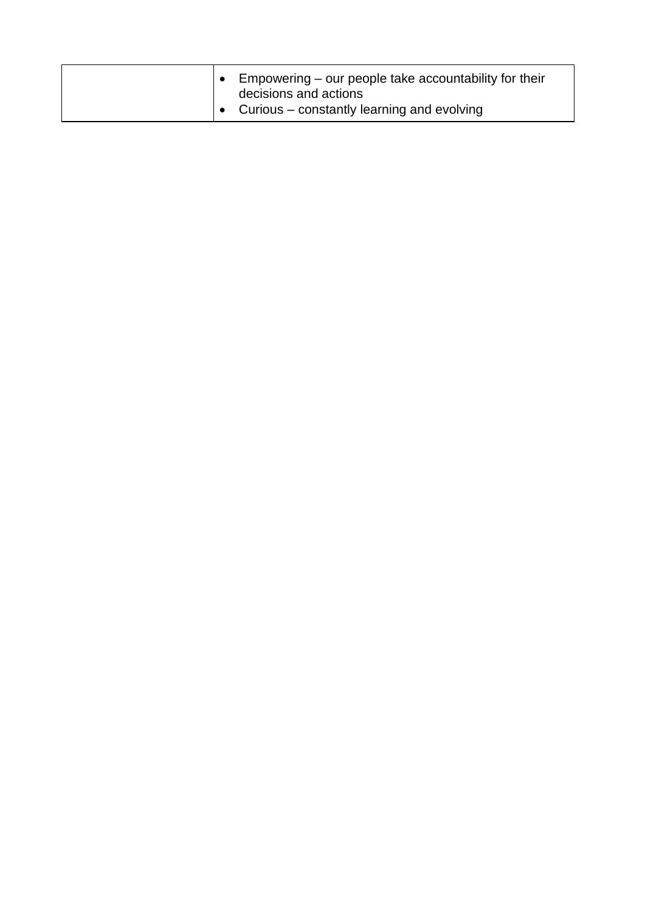| | |
|---|---|
| | • Empowering – our people take accountability for their decisions and actions<br>• Curious – constantly learning and evolving |